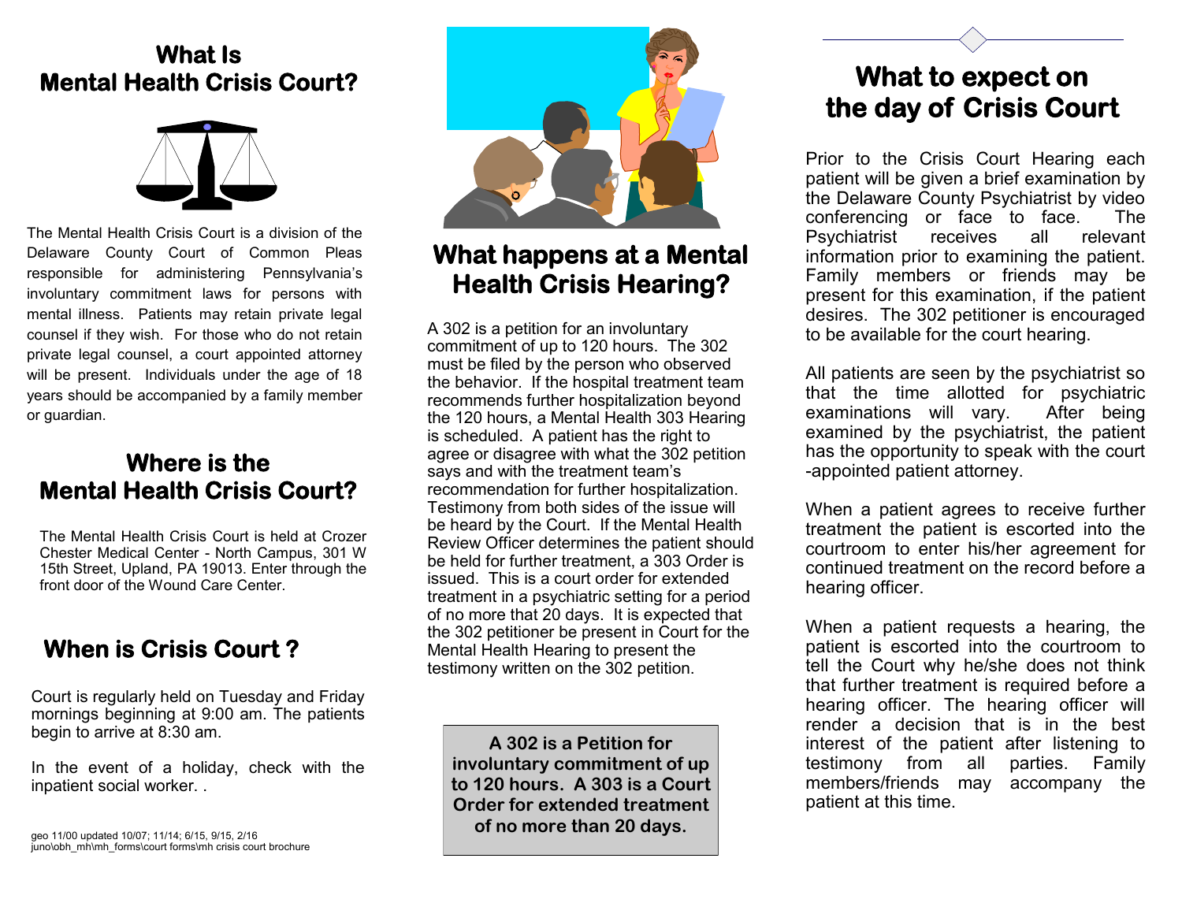# What Is Mental Health Crisis Court?

The Mental Health Crisis Court is a division of the Delaware County Court of Common Pleas responsible for administering Pennsylvania's involuntary commitment laws for persons with mental illness. Patients may retain private legal counsel if they wish. For those who do not retain private legal counsel, a court appointed attorney will be present. Individuals under the age of 18 years should be accompanied by a family member or guardian.

# Where is the Mental Health Crisis Court?

The Mental Health Crisis Court is held at Crozer Chester Medical Center - North Campus, 301 W 15th Street, Upland, PA 19013. Enter through the front door of the Wound Care Center.

# When is Crisis Court ?

Court is regularly held on Tuesday and Friday mornings beginning at 9:00 am. The patients begin to arrive at 8:30 am.

In the event of a holiday, check with the inpatient social worker. .

geo 11/00 updated 10/07; 11/14; 6/15, 9/15, 2/16
juno\obh_mh\mh_forms\court forms\mh crisis court brochure

# What happens at a Mental Health Crisis Hearing?

A 302 is a petition for an involuntary commitment of up to 120 hours. The 302 must be filed by the person who observed the behavior. If the hospital treatment team recommends further hospitalization beyond the 120 hours, a Mental Health 303 Hearing is scheduled. A patient has the right to agree or disagree with what the 302 petition says and with the treatment team's recommendation for further hospitalization. Testimony from both sides of the issue will be heard by the Court. If the Mental Health Review Officer determines the patient should be held for further treatment, a 303 Order is issued. This is a court order for extended treatment in a psychiatric setting for a period of no more that 20 days. It is expected that the 302 petitioner be present in Court for the Mental Health Hearing to present the testimony written on the 302 petition.

**A 302 is a Petition for involuntary commitment of up to 120 hours. A 303 is a Court Order for extended treatment of no more than 20 days.**

# What to expect on the day of Crisis Court

Prior to the Crisis Court Hearing each patient will be given a brief examination by the Delaware County Psychiatrist by video conferencing or face to face. The Psychiatrist receives all relevant information prior to examining the patient. Family members or friends may be present for this examination, if the patient desires. The 302 petitioner is encouraged to be available for the court hearing.

All patients are seen by the psychiatrist so that the time allotted for psychiatric examinations will vary. After being examined by the psychiatrist, the patient has the opportunity to speak with the court -appointed patient attorney.

When a patient agrees to receive further treatment the patient is escorted into the courtroom to enter his/her agreement for continued treatment on the record before a hearing officer.

When a patient requests a hearing, the patient is escorted into the courtroom to tell the Court why he/she does not think that further treatment is required before a hearing officer. The hearing officer will render a decision that is in the best interest of the patient after listening to testimony from all parties. Family members/friends may accompany the patient at this time.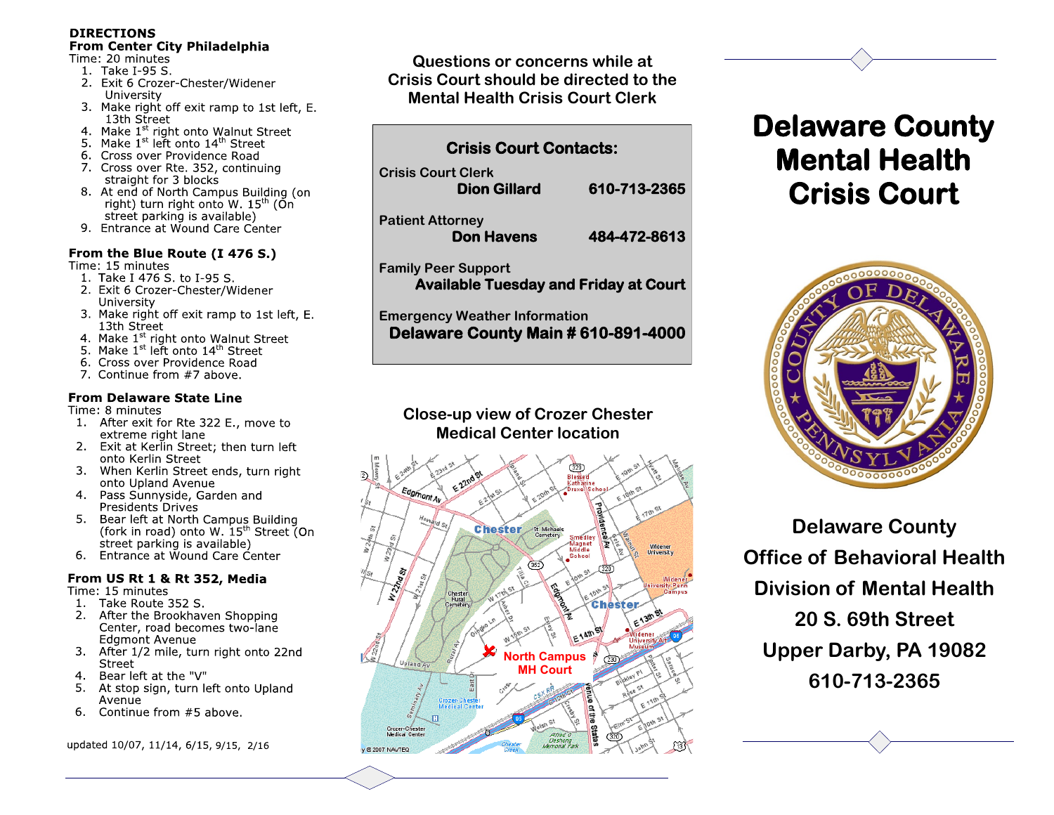**DIRECTIONS**
**From Center City Philadelphia**
Time: 20 minutes

1. Take I-95 S.
2. Exit 6 Crozer-Chester/Widener University
3. Make right off exit ramp to 1st left, E. 13th Street
4. Make 1st right onto Walnut Street
5. Make 1st left onto 14th Street
6. Cross over Providence Road
7. Cross over Rte. 352, continuing straight for 3 blocks
8. At end of North Campus Building (on right) turn right onto W. 15th (On street parking is available)
9. Entrance at Wound Care Center

**From the Blue Route (I 476 S.)**
Time: 15 minutes

1. Take I 476 S. to I-95 S.
2. Exit 6 Crozer-Chester/Widener University
3. Make right off exit ramp to 1st left, E. 13th Street
4. Make 1st right onto Walnut Street
5. Make 1st left onto 14th Street
6. Cross over Providence Road
7. Continue from #7 above.

**From Delaware State Line**
Time: 8 minutes

1. After exit for Rte 322 E., move to extreme right lane
2. Exit at Kerlin Street; then turn left onto Kerlin Street
3. When Kerlin Street ends, turn right onto Upland Avenue
4. Pass Sunnyside, Garden and Presidents Drives
5. Bear left at North Campus Building (fork in road) onto W. 15th Street (On street parking is available)
6. Entrance at Wound Care Center

**From US Rt 1 & Rt 352, Media**
Time: 15 minutes

1. Take Route 352 S.
2. After the Brookhaven Shopping Center, road becomes two-lane Edgmont Avenue
3. After 1/2 mile, turn right onto 22nd Street
4. Bear left at the "V"
5. At stop sign, turn left onto Upland Avenue
6. Continue from #5 above.

updated 10/07, 11/14, 6/15, 9/15, 2/16

**Questions or concerns while at Crisis Court should be directed to the Mental Health Crisis Court Clerk**

**Crisis Court Contacts:**

Crisis Court Clerk
**Dion Gillard 610-713-2365**

Patient Attorney
**Don Havens 484-472-8613**

Family Peer Support
**Available Tuesday and Friday at Court**

Emergency Weather Information
**Delaware County Main # 610-891-4000**

**Close-up view of Crozer Chester Medical Center location**

North Campus MH Court

# Delaware County Mental Health Crisis Court

**Delaware County**
**Office of Behavioral Health**
**Division of Mental Health**
**20 S. 69th Street**
**Upper Darby, PA 19082**
**610-713-2365**